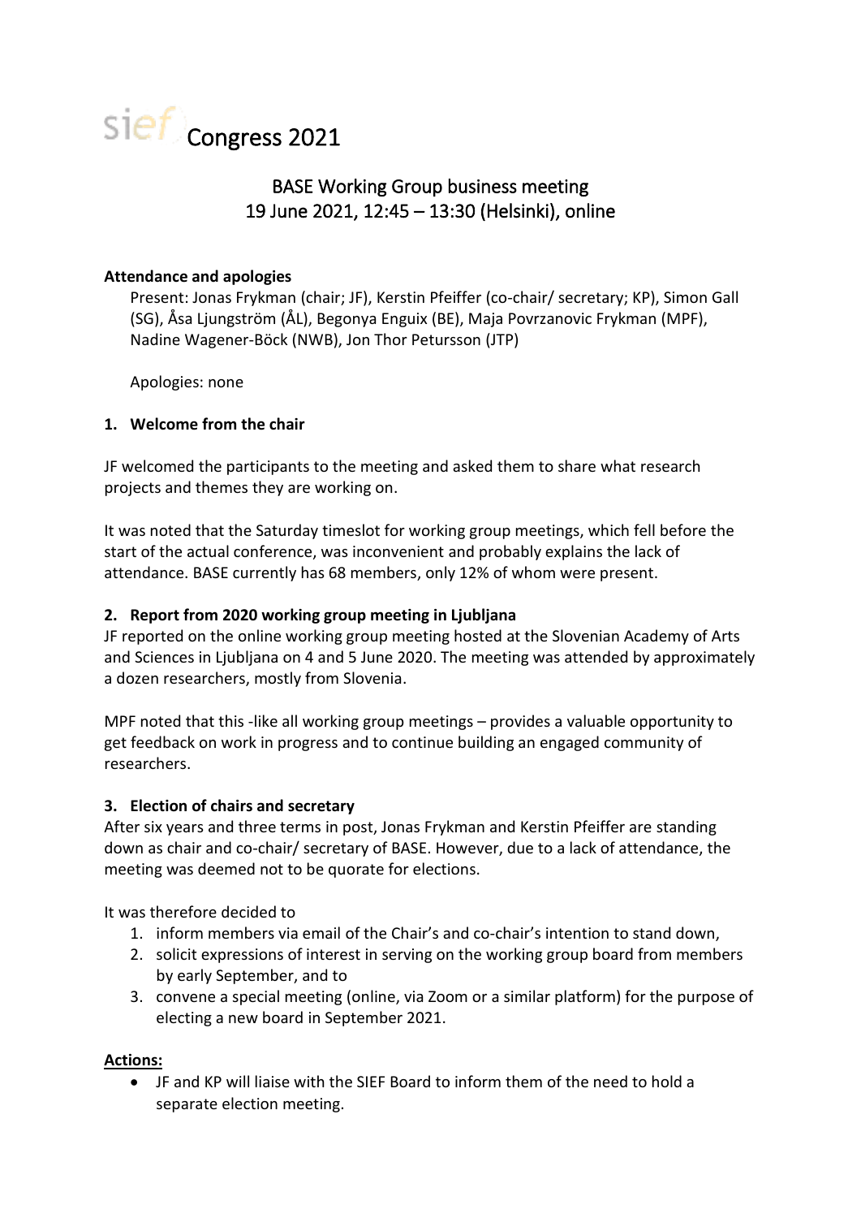# sief Congress 2021

## BASE Working Group business meeting
## 19 June 2021, 12:45 – 13:30 (Helsinki), online

**Attendance and apologies**

Present: Jonas Frykman (chair; JF), Kerstin Pfeiffer (co-chair/ secretary; KP), Simon Gall (SG), Åsa Ljungström (ÅL), Begonya Enguix (BE), Maja Povrzanovic Frykman (MPF), Nadine Wagener-Böck (NWB), Jon Thor Petursson (JTP)

Apologies: none

**1. Welcome from the chair**

JF welcomed the participants to the meeting and asked them to share what research projects and themes they are working on.

It was noted that the Saturday timeslot for working group meetings, which fell before the start of the actual conference, was inconvenient and probably explains the lack of attendance. BASE currently has 68 members, only 12% of whom were present.

**2. Report from 2020 working group meeting in Ljubljana**

JF reported on the online working group meeting hosted at the Slovenian Academy of Arts and Sciences in Ljubljana on 4 and 5 June 2020. The meeting was attended by approximately a dozen researchers, mostly from Slovenia.

MPF noted that this -like all working group meetings – provides a valuable opportunity to get feedback on work in progress and to continue building an engaged community of researchers.

**3. Election of chairs and secretary**

After six years and three terms in post, Jonas Frykman and Kerstin Pfeiffer are standing down as chair and co-chair/ secretary of BASE. However, due to a lack of attendance, the meeting was deemed not to be quorate for elections.

It was therefore decided to

1. inform members via email of the Chair's and co-chair's intention to stand down,
2. solicit expressions of interest in serving on the working group board from members by early September, and to
3. convene a special meeting (online, via Zoom or a similar platform) for the purpose of electing a new board in September 2021.

**Actions:**

- JF and KP will liaise with the SIEF Board to inform them of the need to hold a separate election meeting.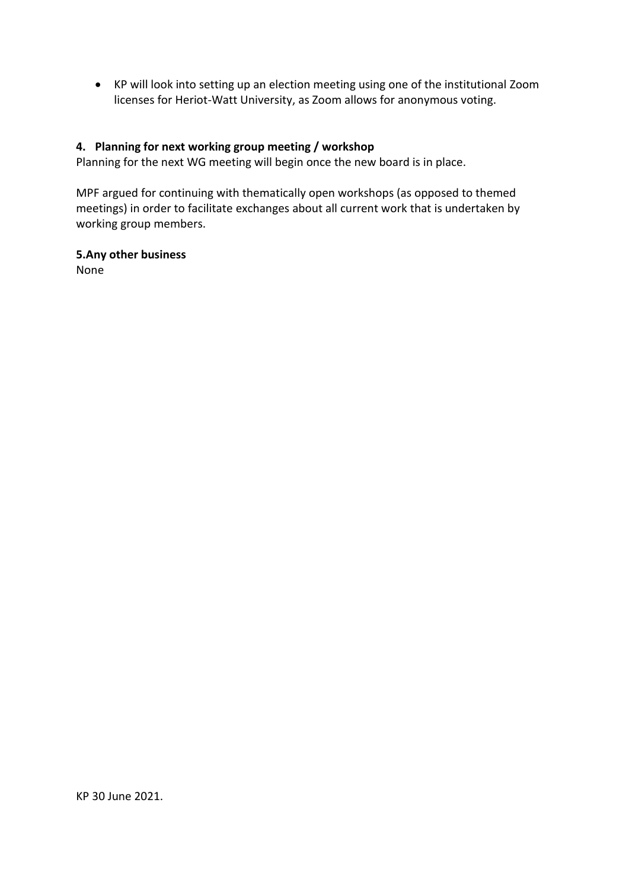- KP will look into setting up an election meeting using one of the institutional Zoom licenses for Heriot-Watt University, as Zoom allows for anonymous voting.

**4. Planning for next working group meeting / workshop**

Planning for the next WG meeting will begin once the new board is in place.

MPF argued for continuing with thematically open workshops (as opposed to themed meetings) in order to facilitate exchanges about all current work that is undertaken by working group members.

**5.Any other business**

None

KP 30 June 2021.